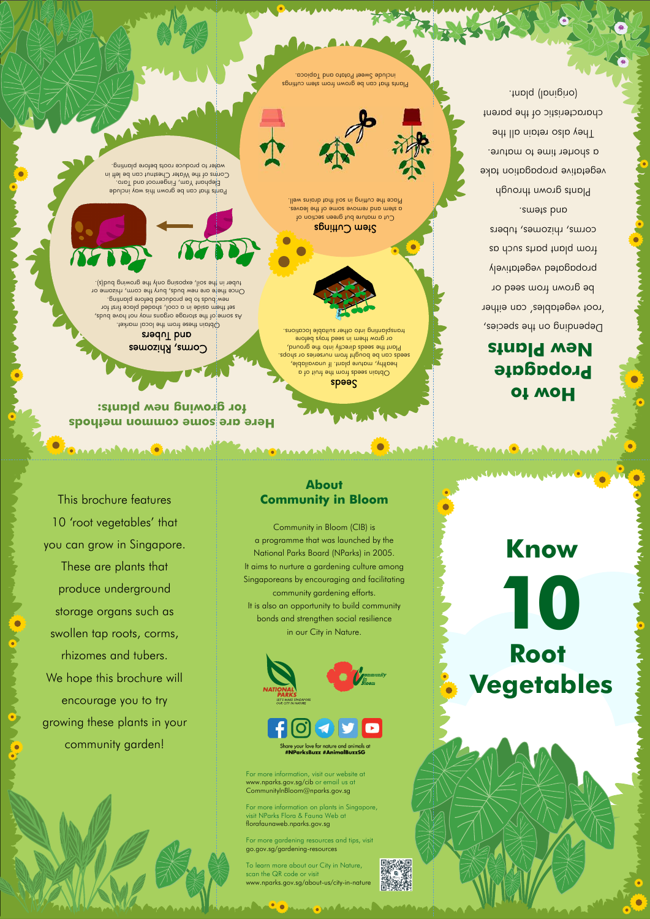# Know 10 Root Vegetables

This brochure features 10 'root vegetables' that you can grow in Singapore. These are plants that produce underground storage organs such as swollen tap roots, corms, rhizomes and tubers. We hope this brochure will encourage you to try growing these plants in your community garden!

## About Community in Bloom

Community in Bloom (CIB) is a programme that was launched by the National Parks Board (NParks) in 2005. It aims to nurture a gardening culture among Singaporeans by encouraging and facilitating community gardening efforts. It is also an opportunity to build community bonds and strengthen social resilience in our City in Nature.

NATIONAL PARKS — LET'S MAKE SINGAPORE OUR CITY IN NATURE

Community in Bloom

Share your love for nature and animals at #NParksBuzz #AnimalBuzzSG

For more information, visit our website at www.nparks.gov.sg/cib or email us at CommunityInBloom@nparks.gov.sg

For more information on plants in Singapore, visit NParks Flora & Fauna Web at florafaunaweb.nparks.gov.sg

For more gardening resources and tips, visit go.gov.sg/gardening-resources

To learn more about our City in Nature, scan the QR code or visit www.nparks.gov.sg/about-us/city-in-nature

## How to Propagate New Plants

Depending on the species, 'root vegetables' can either be grown from seed or propagated vegetatively from plant parts such as corms, rhizomes, tubers and stems.

Plants grown through vegetative propagation take a shorter time to mature. They also retain all the characteristic of the parent (original) plant.

## Here are some common methods for growing new plants:

### Seeds

Obtain seeds from the fruit of a healthy, mature plant. If unavailable, seeds can be bought from nurseries or shops. Plant the seeds directly into the ground, or grow them in seed trays before transplanting into other suitable locations.

### Stem Cuttings

Cut a mature but green section of a stem and remove some of the leaves. Place the cutting in soil that drains well.

Plants that can be grown from stem cuttings include Sweet Potato and Tapioca.

### Corms, Rhizomes and Tubers

Obtain these from the local market. As some of the storage organs may not have buds, set them aside in a cool, shaded place first for new buds to be produced before planting. Once there are new buds, bury the corm, rhizome or tuber in the soil, exposing only the growing bud(s).

Plants that can be grown this way include Elephant Yam, Fingerroot and Taro. Corms of the Water Chestnut can be left in water to produce roots before planting.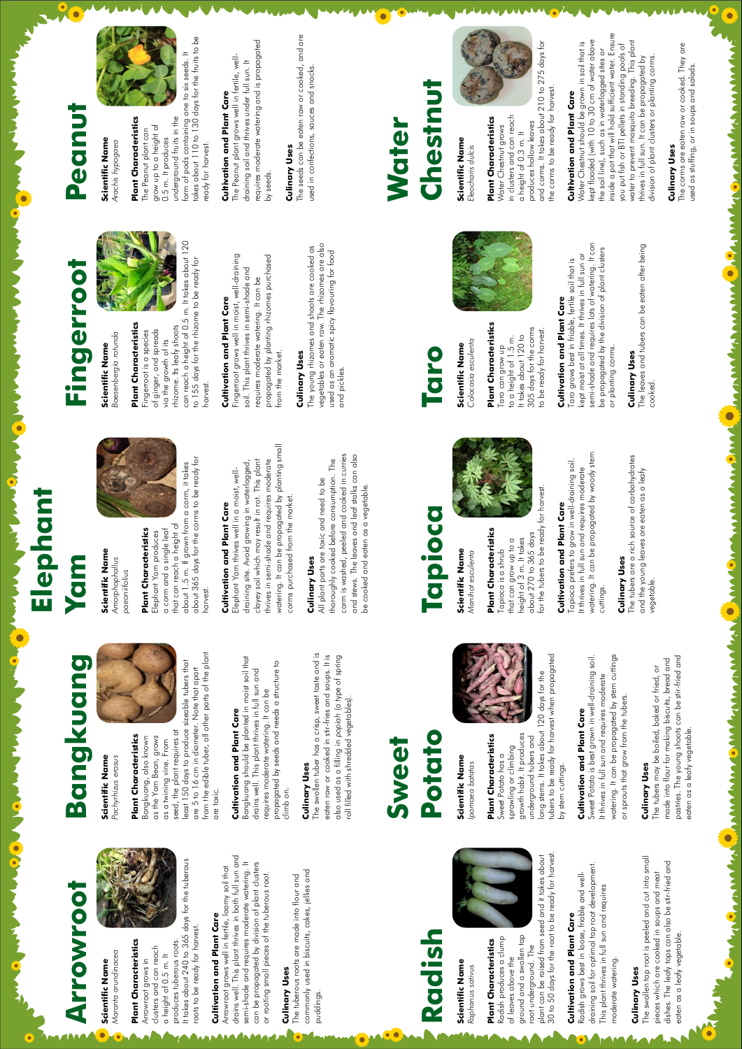# Arrowroot

**Scientific Name**
*Maranta arundinacea*

**Plant Characteristics**
Arrowroot grows in clusters and can reach a height of 0.5 m. It produces tuberous roots. It takes about 240 to 365 days for the tuberous roots to be ready for harvest.

**Cultivation and Plant Care**
Arrowroot grows well in fertile, loamy soil that drains well. This plant thrives in both full sun and semi-shade and requires moderate watering. It can be propagated by division of plant clusters or rooting small pieces of the tuberous root.

**Culinary Uses**
The tuberous roots are made into flour and commonly used in biscuits, cakes, jellies and puddings.

# Bangkuang

**Scientific Name**
*Pachyrhizus erosus*

**Plant Characteristics**
Bangkuang, also known as the Yam Bean, grows as a twining vine. From seed, the plant requires at least 150 days to produce sizeable tubers that are 5 to 16 cm in diameter. Note that apart from the edible tuber, all other parts of the plant are toxic.

**Cultivation and Plant Care**
Bangkuang should be planted in moist soil that drains well. This plant thrives in full sun and requires moderate watering. It can be propagated by seeds and needs a structure to climb on.

**Culinary Uses**
The swollen tuber has a crisp, sweet taste and is eaten raw or cooked in stir-fries and soups. It is also used as a filling in *popiah* (a type of spring roll filled with shredded vegetables).

# Elephant Yam

**Scientific Name**
*Amorphophallus paeoniifolius*

**Plant Characteristics**
Elephant Yam produces a corm and a single leaf that can reach a height of about 1.5 m. If grown from a corm, it takes about 365 days for the corms to be ready for harvest.

**Cultivation and Plant Care**
Elephant Yam thrives well in a moist, well-draining site. Avoid growing in waterlogged, clayey soil which may result in rot. This plant thrives in semi-shade and requires moderate watering. It can be propagated by planting small corms purchased from the market.

**Culinary Uses**
All plant parts are toxic and need to be thoroughly cooked before consumption. The corm is washed, peeled and cooked in curries and stews. The leaves and leaf stalks can also be cooked and eaten as a vegetable.

# Fingerroot

**Scientific Name**
*Boesenbergia rotunda*

**Plant Characteristics**
Fingerroot is a species of ginger, and spreads via the growth of its rhizome. Its leafy shoots can reach a height of 0.5 m. It takes about 120 to 155 days for the rhizome to be ready for harvest.

**Cultivation and Plant Care**
Fingerroot grows well in moist, well-draining soil. This plant thrives in semi-shade and requires moderate watering. It can be propagated by planting rhizomes purchased from the market.

**Culinary Uses**
The young rhizomes and shoots are cooked as vegetables or eaten raw. The rhizomes are also used as an aromatic spicy flavouring for food and pickles.

# Peanut

**Scientific Name**
*Arachis hypogaea*

**Plant Characteristics**
The Peanut plant can grow up to a height of 0.5 m. It produces underground fruits in the form of pods containing one to six seeds. It takes about 110 to 130 days for the fruits to be ready for harvest.

**Cultivation and Plant Care**
The Peanut plant grows well in fertile, well-draining soil and thrives under full sun. It requires moderate watering and is propagated by seeds.

**Culinary Uses**
The seeds can be eaten raw or cooked, and are used in confections, sauces and snacks.

# Radish

**Scientific Name**
*Raphanus sativus*

**Plant Characteristics**
Radish produces a clump of leaves above the ground and a swollen tap root underground. The plant can be raised from seed and it takes about 30 to 50 days for the root to be ready for harvest.

**Cultivation and Plant Care**
Radish grows best in loose, friable and well-draining soil for optimal tap root development. This plant thrives in full sun and requires moderate watering.

**Culinary Uses**
The swollen tap root is peeled and cut into small pieces which are cooked in soups and meat dishes. The leafy tops can also be stir-fried and eaten as a leafy vegetable.

# Sweet Potato

**Scientific Name**
*Ipomoea batatas*

**Plant Characteristics**
Sweet Potato has a sprawling or climbing growth habit. It produces underground tubers and long stems. It takes about 120 days for the tubers to be ready for harvest when propagated by stem cuttings.

**Cultivation and Plant Care**
Sweet Potato is best grown in well-draining soil. It thrives in full sun and requires moderate watering. It can be propagated by stem cuttings or sprouts that grow from the tubers.

**Culinary Uses**
The tubers may be boiled, baked or fried, or made into flour for making biscuits, bread and pastries. The young shoots can be stir-fried and eaten as a leafy vegetable.

# Tapioca

**Scientific Name**
*Manihot esculenta*

**Plant Characteristics**
Tapioca is a shrub that can grow up to a height of 3 m. It takes about 270 to 365 days for the tubers to be ready for harvest.

**Cultivation and Plant Care**
Tapioca prefers to grow in well-draining soil. It thrives in full sun and requires moderate watering. It can be propagated by woody stem cuttings.

**Culinary Uses**
The tubers are a rich source of carbohydrates and the young leaves are eaten as a leafy vegetable.

# Taro

**Scientific Name**
*Colocasia esculenta*

**Plant Characteristics**
Taro can grow up to a height of 1.5 m. It takes about 120 to 305 days for the corms to be ready for harvest.

**Cultivation and Plant Care**
Taro grows best in friable, fertile soil that is kept moist at all times. It thrives in full sun or semi-shade and requires lots of watering. It can be propagated by the division of plant clusters or planting corms.

**Culinary Uses**
The leaves and tubers can be eaten after being cooked.

# Water Chestnut

**Scientific Name**
*Eleocharis dulcis*

**Plant Characteristics**
Water Chestnut grows in clusters and can reach a height of 0.3 m. It produces hollow leaves and corms. It takes about 210 to 275 days for the corms to be ready for harvest.

**Cultivation and Plant Care**
Water Chestnut should be grown in soil that is kept flooded (with 10 to 30 cm of water above the soil line), such as in waterlogged sites or inside a pot that will hold sufficient water. Ensure you put fish or BTI pellets in standing pools of water to prevent mosquito breeding. This plant thrives in full sun. It can be propagated by division of plant clusters or planting corms.

**Culinary Uses**
The corms are eaten raw or cooked. They are used as stuffing, or in soups and salads.